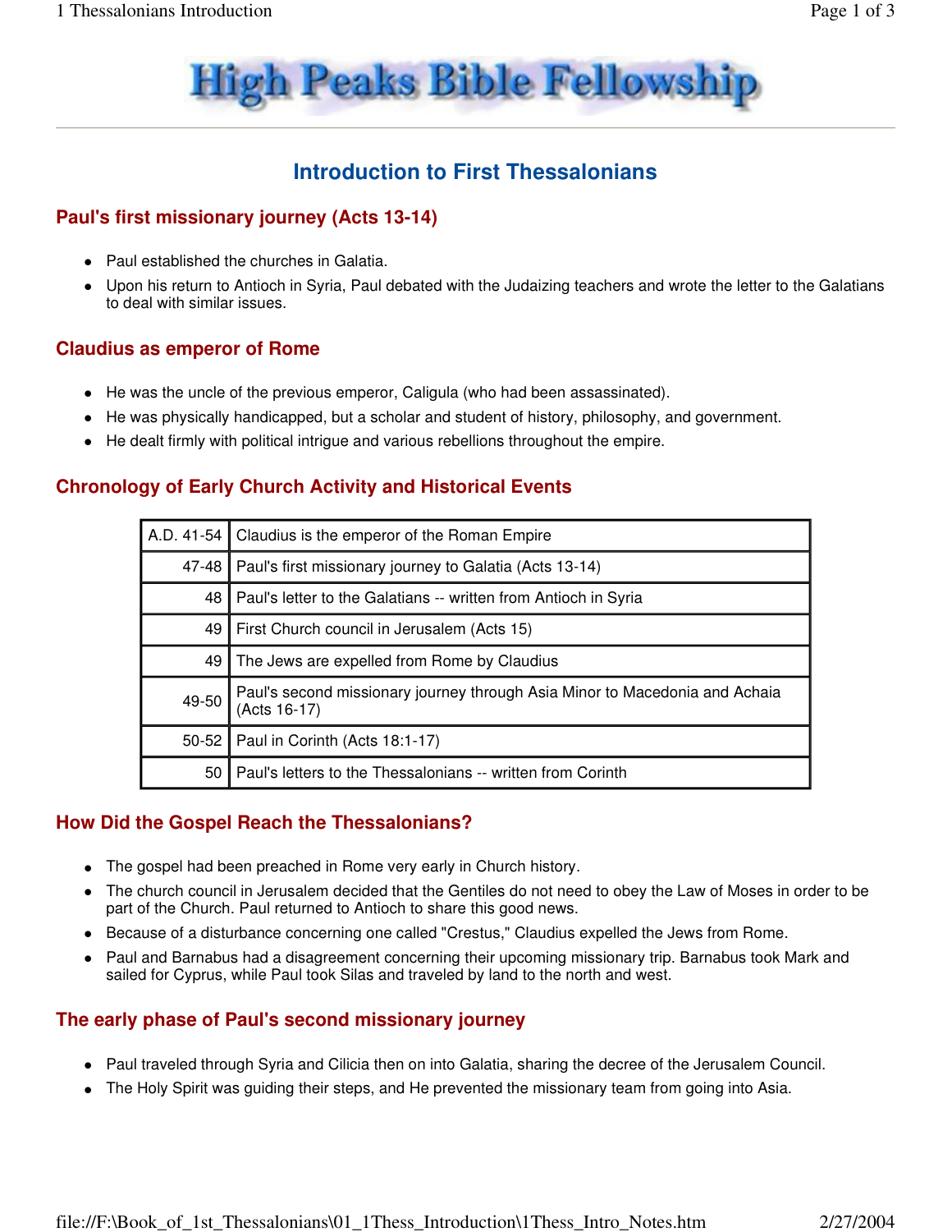# High Peaks Bible Fellowship

## Introduction to First Thessalonians

### Paul's first missionary journey (Acts 13-14)

- Paul established the churches in Galatia.
- Upon his return to Antioch in Syria, Paul debated with the Judaizing teachers and wrote the letter to the Galatians to deal with similar issues.

### Claudius as emperor of Rome

- He was the uncle of the previous emperor, Caligula (who had been assassinated).
- He was physically handicapped, but a scholar and student of history, philosophy, and government.
- He dealt firmly with political intrigue and various rebellions throughout the empire.

### Chronology of Early Church Activity and Historical Events

| | |
|---|---|
| A.D. 41-54 | Claudius is the emperor of the Roman Empire |
| 47-48 | Paul's first missionary journey to Galatia (Acts 13-14) |
| 48 | Paul's letter to the Galatians -- written from Antioch in Syria |
| 49 | First Church council in Jerusalem (Acts 15) |
| 49 | The Jews are expelled from Rome by Claudius |
| 49-50 | Paul's second missionary journey through Asia Minor to Macedonia and Achaia (Acts 16-17) |
| 50-52 | Paul in Corinth (Acts 18:1-17) |
| 50 | Paul's letters to the Thessalonians -- written from Corinth |

### How Did the Gospel Reach the Thessalonians?

- The gospel had been preached in Rome very early in Church history.
- The church council in Jerusalem decided that the Gentiles do not need to obey the Law of Moses in order to be part of the Church. Paul returned to Antioch to share this good news.
- Because of a disturbance concerning one called "Crestus," Claudius expelled the Jews from Rome.
- Paul and Barnabus had a disagreement concerning their upcoming missionary trip. Barnabus took Mark and sailed for Cyprus, while Paul took Silas and traveled by land to the north and west.

### The early phase of Paul's second missionary journey

- Paul traveled through Syria and Cilicia then on into Galatia, sharing the decree of the Jerusalem Council.
- The Holy Spirit was guiding their steps, and He prevented the missionary team from going into Asia.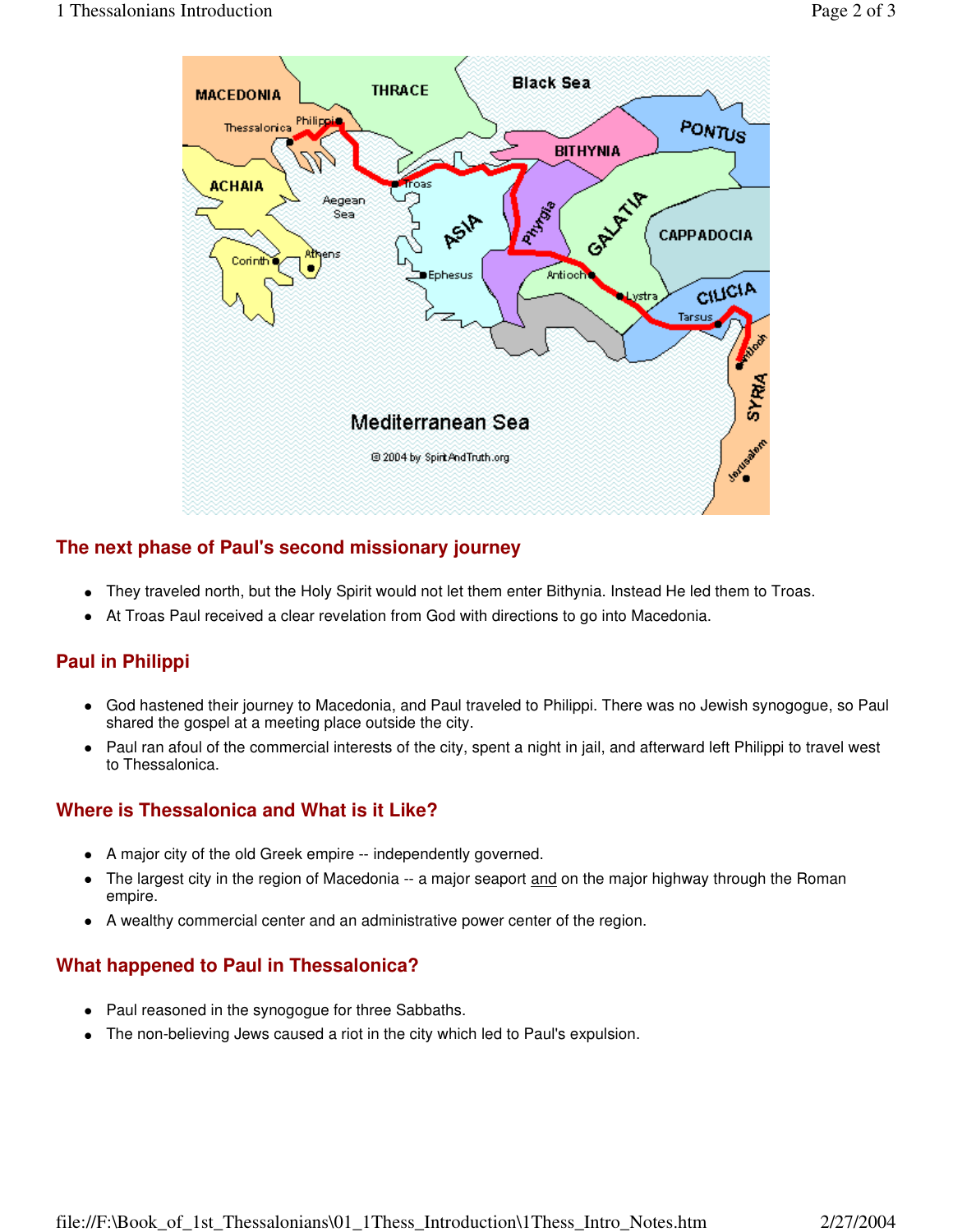## The next phase of Paul's second missionary journey

- They traveled north, but the Holy Spirit would not let them enter Bithynia. Instead He led them to Troas.
- At Troas Paul received a clear revelation from God with directions to go into Macedonia.

## Paul in Philippi

- God hastened their journey to Macedonia, and Paul traveled to Philippi. There was no Jewish synogogue, so Paul shared the gospel at a meeting place outside the city.
- Paul ran afoul of the commercial interests of the city, spent a night in jail, and afterward left Philippi to travel west to Thessalonica.

## Where is Thessalonica and What is it Like?

- A major city of the old Greek empire -- independently governed.
- The largest city in the region of Macedonia -- a major seaport and on the major highway through the Roman empire.
- A wealthy commercial center and an administrative power center of the region.

## What happened to Paul in Thessalonica?

- Paul reasoned in the synogogue for three Sabbaths.
- The non-believing Jews caused a riot in the city which led to Paul's expulsion.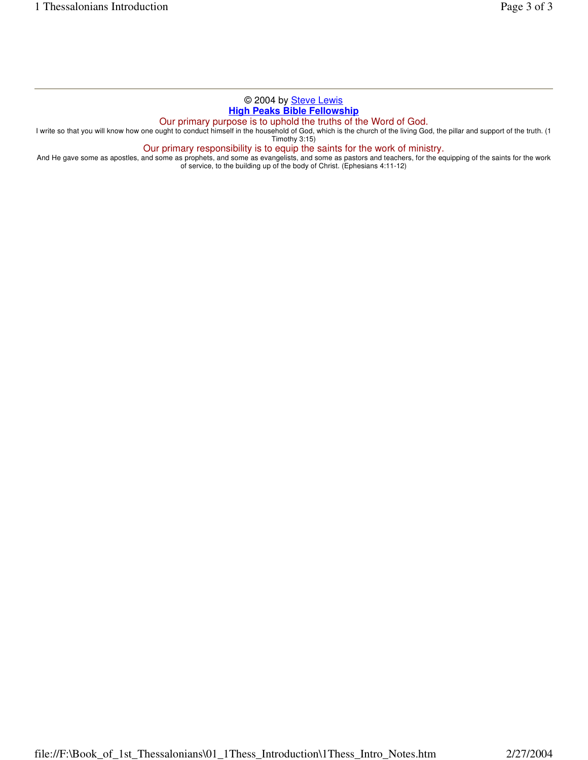---

© 2004 by Steve Lewis

**High Peaks Bible Fellowship**

Our primary purpose is to uphold the truths of the Word of God.

I write so that you will know how one ought to conduct himself in the household of God, which is the church of the living God, the pillar and support of the truth. (1 Timothy 3:15)

Our primary responsibility is to equip the saints for the work of ministry.

And He gave some as apostles, and some as prophets, and some as evangelists, and some as pastors and teachers, for the equipping of the saints for the work of service, to the building up of the body of Christ. (Ephesians 4:11-12)